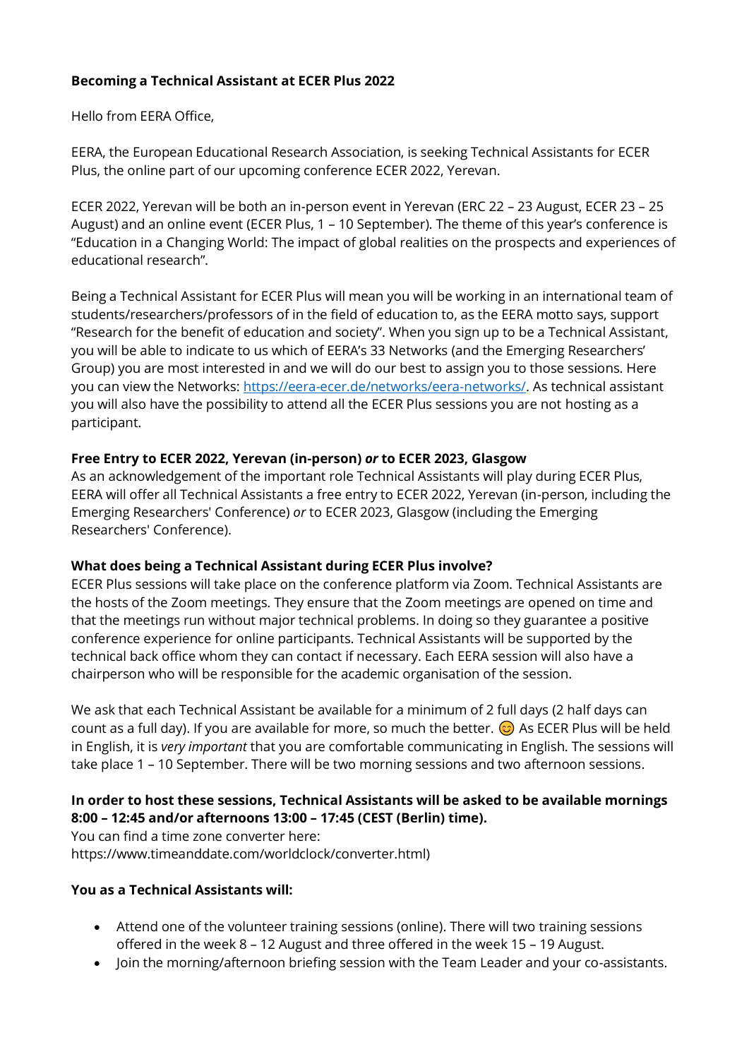**Becoming a Technical Assistant at ECER Plus 2022**

Hello from EERA Office,

EERA, the European Educational Research Association, is seeking Technical Assistants for ECER Plus, the online part of our upcoming conference ECER 2022, Yerevan.

ECER 2022, Yerevan will be both an in-person event in Yerevan (ERC 22 – 23 August, ECER 23 – 25 August) and an online event (ECER Plus, 1 – 10 September). The theme of this year's conference is "Education in a Changing World: The impact of global realities on the prospects and experiences of educational research".

Being a Technical Assistant for ECER Plus will mean you will be working in an international team of students/researchers/professors of in the field of education to, as the EERA motto says, support "Research for the benefit of education and society". When you sign up to be a Technical Assistant, you will be able to indicate to us which of EERA's 33 Networks (and the Emerging Researchers' Group) you are most interested in and we will do our best to assign you to those sessions. Here you can view the Networks: https://eera-ecer.de/networks/eera-networks/. As technical assistant you will also have the possibility to attend all the ECER Plus sessions you are not hosting as a participant.

**Free Entry to ECER 2022, Yerevan (in-person) *or* to ECER 2023, Glasgow**

As an acknowledgement of the important role Technical Assistants will play during ECER Plus, EERA will offer all Technical Assistants a free entry to ECER 2022, Yerevan (in-person, including the Emerging Researchers' Conference) *or* to ECER 2023, Glasgow (including the Emerging Researchers' Conference).

**What does being a Technical Assistant during ECER Plus involve?**

ECER Plus sessions will take place on the conference platform via Zoom. Technical Assistants are the hosts of the Zoom meetings. They ensure that the Zoom meetings are opened on time and that the meetings run without major technical problems. In doing so they guarantee a positive conference experience for online participants. Technical Assistants will be supported by the technical back office whom they can contact if necessary. Each EERA session will also have a chairperson who will be responsible for the academic organisation of the session.

We ask that each Technical Assistant be available for a minimum of 2 full days (2 half days can count as a full day). If you are available for more, so much the better. 😊 As ECER Plus will be held in English, it is *very important* that you are comfortable communicating in English. The sessions will take place 1 – 10 September. There will be two morning sessions and two afternoon sessions.

**In order to host these sessions, Technical Assistants will be asked to be available mornings 8:00 – 12:45 and/or afternoons 13:00 – 17:45 (CEST (Berlin) time).**

You can find a time zone converter here:
https://www.timeanddate.com/worldclock/converter.html)

**You as a Technical Assistants will:**

- Attend one of the volunteer training sessions (online). There will two training sessions offered in the week 8 – 12 August and three offered in the week 15 – 19 August.
- Join the morning/afternoon briefing session with the Team Leader and your co-assistants.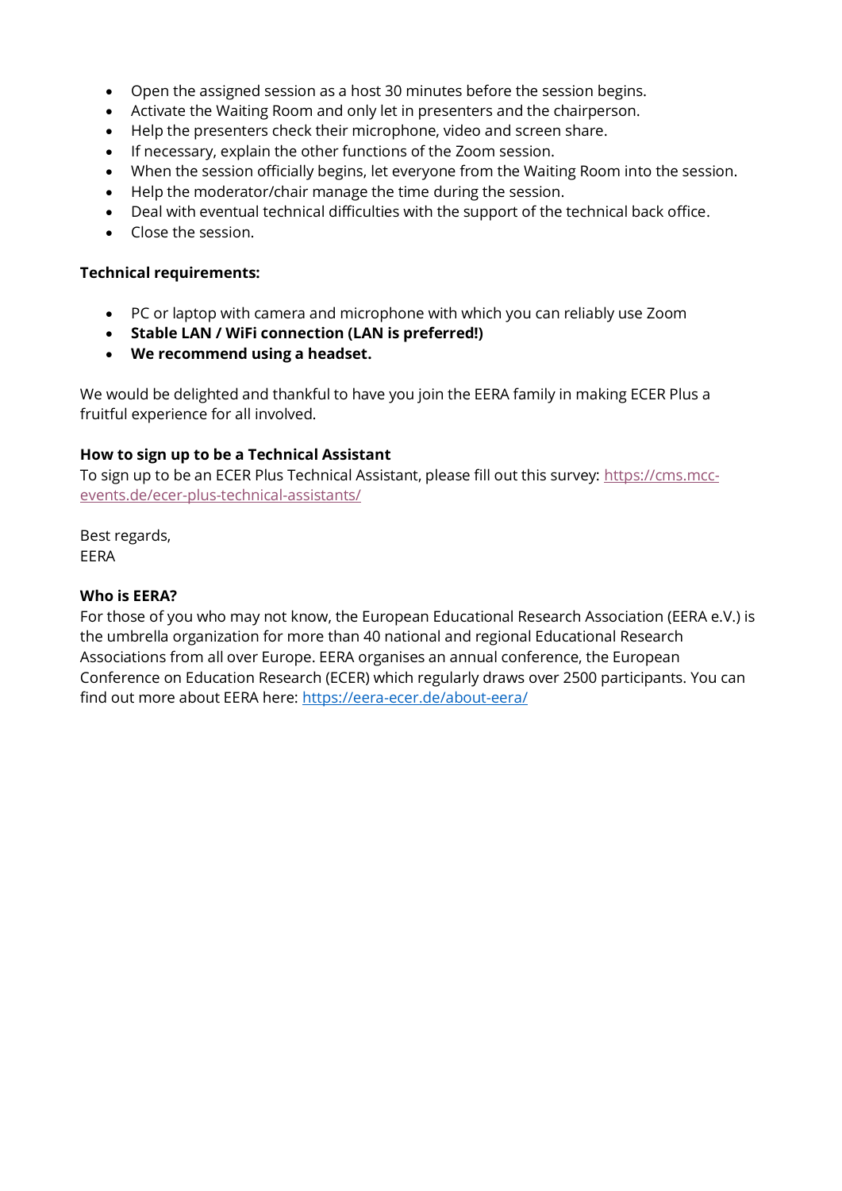- Open the assigned session as a host 30 minutes before the session begins.
- Activate the Waiting Room and only let in presenters and the chairperson.
- Help the presenters check their microphone, video and screen share.
- If necessary, explain the other functions of the Zoom session.
- When the session officially begins, let everyone from the Waiting Room into the session.
- Help the moderator/chair manage the time during the session.
- Deal with eventual technical difficulties with the support of the technical back office.
- Close the session.

**Technical requirements:**

- PC or laptop with camera and microphone with which you can reliably use Zoom
- **Stable LAN / WiFi connection (LAN is preferred!)**
- **We recommend using a headset.**

We would be delighted and thankful to have you join the EERA family in making ECER Plus a fruitful experience for all involved.

**How to sign up to be a Technical Assistant**

To sign up to be an ECER Plus Technical Assistant, please fill out this survey: https://cms.mcc-events.de/ecer-plus-technical-assistants/

Best regards,
EERA

**Who is EERA?**

For those of you who may not know, the European Educational Research Association (EERA e.V.) is the umbrella organization for more than 40 national and regional Educational Research Associations from all over Europe. EERA organises an annual conference, the European Conference on Education Research (ECER) which regularly draws over 2500 participants. You can find out more about EERA here: https://eera-ecer.de/about-eera/